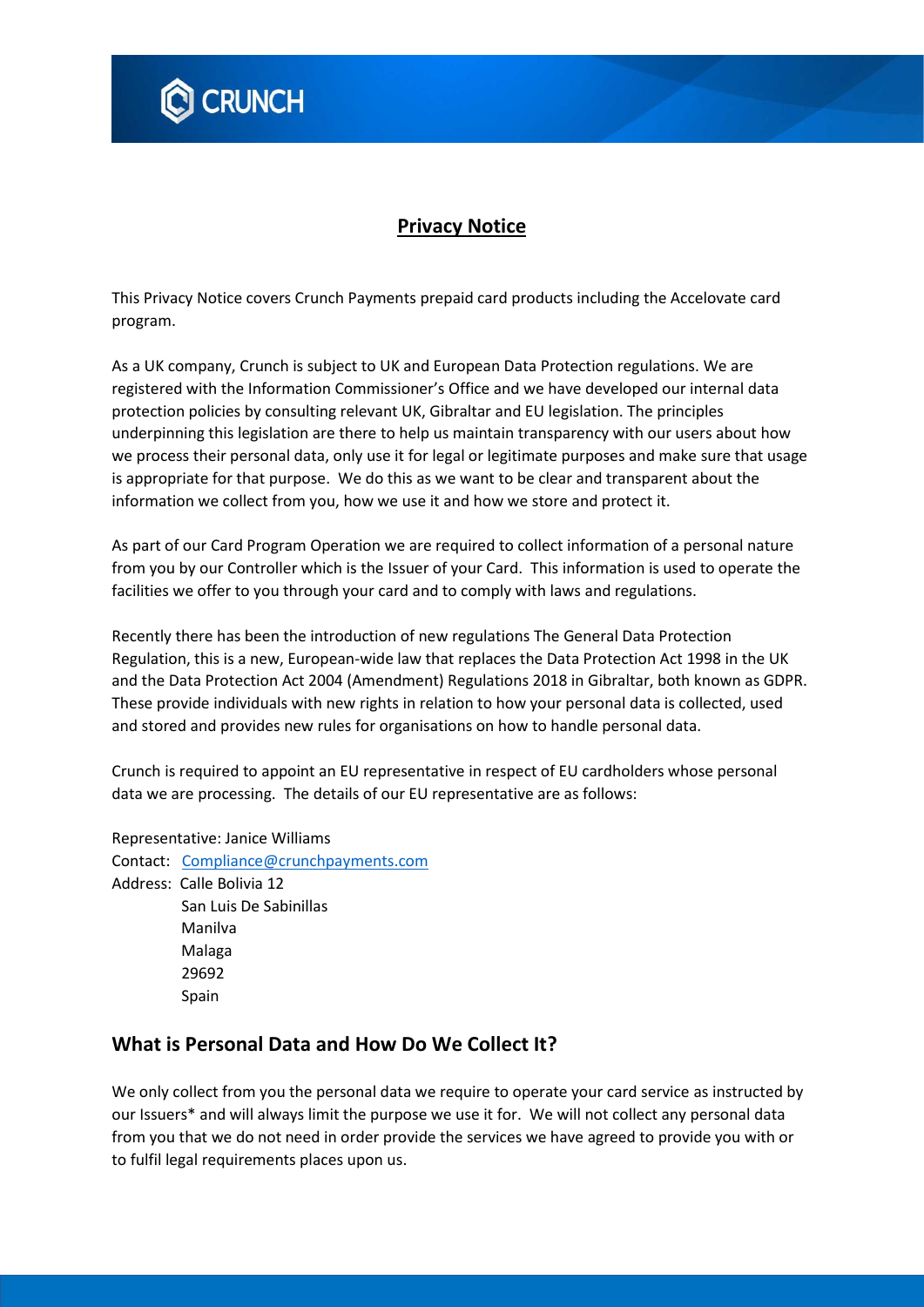# Privacy Notice

This Privacy Notice covers Crunch Payments prepaid card products including the Accelovate card program.

As a UK company, Crunch is subject to UK and European Data Protection regulations. We are registered with the Information Commissioner's Office and we have developed our internal data protection policies by consulting relevant UK, Gibraltar and EU legislation. The principles underpinning this legislation are there to help us maintain transparency with our users about how we process their personal data, only use it for legal or legitimate purposes and make sure that usage is appropriate for that purpose. We do this as we want to be clear and transparent about the information we collect from you, how we use it and how we store and protect it.

As part of our Card Program Operation we are required to collect information of a personal nature from you by our Controller which is the Issuer of your Card. This information is used to operate the facilities we offer to you through your card and to comply with laws and regulations.

Recently there has been the introduction of new regulations The General Data Protection Regulation, this is a new, European-wide law that replaces the Data Protection Act 1998 in the UK and the Data Protection Act 2004 (Amendment) Regulations 2018 in Gibraltar, both known as GDPR. These provide individuals with new rights in relation to how your personal data is collected, used and stored and provides new rules for organisations on how to handle personal data.

Crunch is required to appoint an EU representative in respect of EU cardholders whose personal data we are processing. The details of our EU representative are as follows:

Representative: Janice Williams
Contact: Compliance@crunchpayments.com
Address: Calle Bolivia 12
San Luis De Sabinillas
Manilva
Malaga
29692
Spain

## What is Personal Data and How Do We Collect It?

We only collect from you the personal data we require to operate your card service as instructed by our Issuers* and will always limit the purpose we use it for. We will not collect any personal data from you that we do not need in order provide the services we have agreed to provide you with or to fulfil legal requirements places upon us.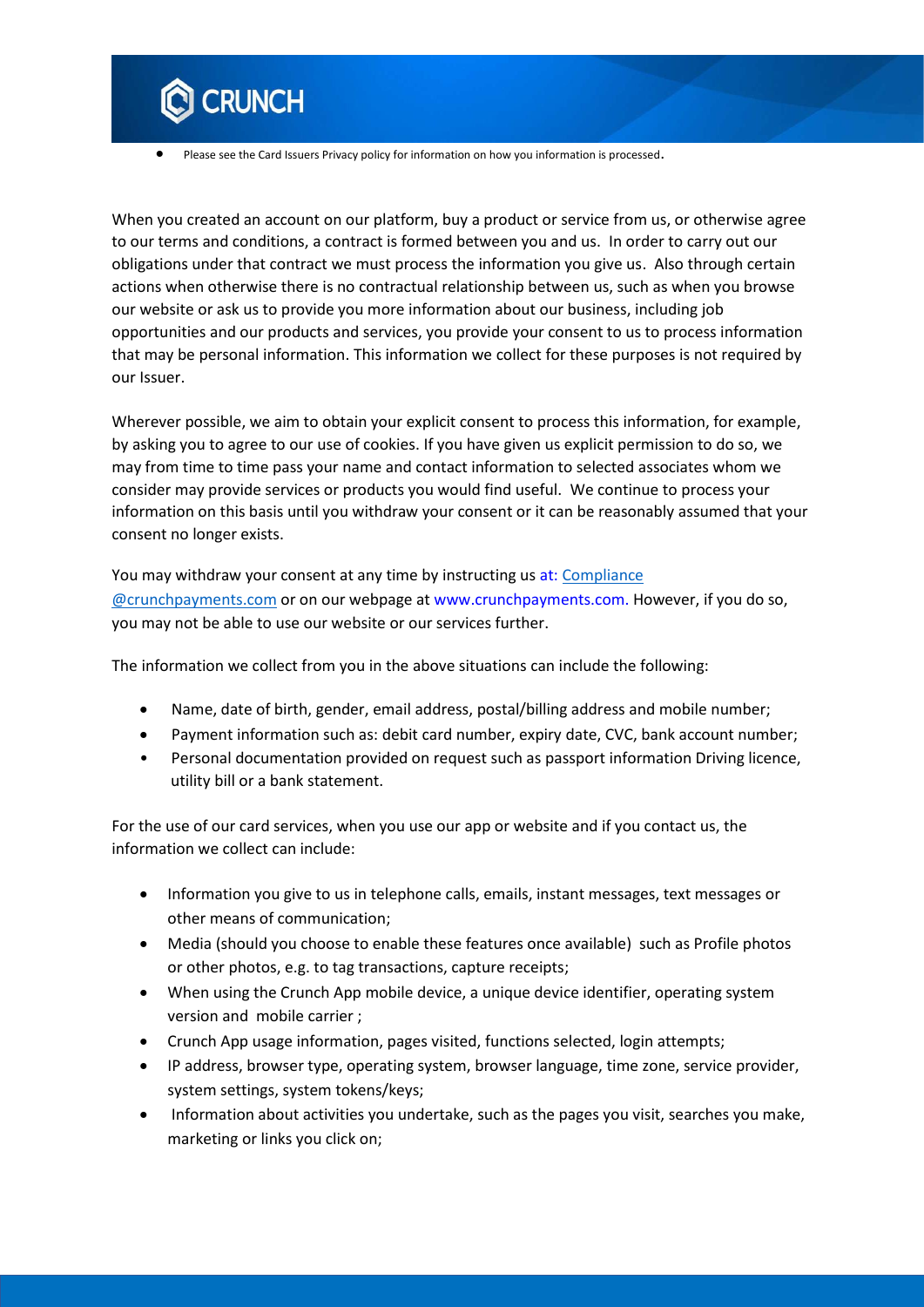- Please see the Card Issuers Privacy policy for information on how you information is processed.

When you created an account on our platform, buy a product or service from us, or otherwise agree to our terms and conditions, a contract is formed between you and us. In order to carry out our obligations under that contract we must process the information you give us. Also through certain actions when otherwise there is no contractual relationship between us, such as when you browse our website or ask us to provide you more information about our business, including job opportunities and our products and services, you provide your consent to us to process information that may be personal information. This information we collect for these purposes is not required by our Issuer.

Wherever possible, we aim to obtain your explicit consent to process this information, for example, by asking you to agree to our use of cookies. If you have given us explicit permission to do so, we may from time to time pass your name and contact information to selected associates whom we consider may provide services or products you would find useful. We continue to process your information on this basis until you withdraw your consent or it can be reasonably assumed that your consent no longer exists.

You may withdraw your consent at any time by instructing us at: Compliance @crunchpayments.com or on our webpage at www.crunchpayments.com. However, if you do so, you may not be able to use our website or our services further.

The information we collect from you in the above situations can include the following:

- Name, date of birth, gender, email address, postal/billing address and mobile number;
- Payment information such as: debit card number, expiry date, CVC, bank account number;
- Personal documentation provided on request such as passport information Driving licence, utility bill or a bank statement.

For the use of our card services, when you use our app or website and if you contact us, the information we collect can include:

- Information you give to us in telephone calls, emails, instant messages, text messages or other means of communication;
- Media (should you choose to enable these features once available) such as Profile photos or other photos, e.g. to tag transactions, capture receipts;
- When using the Crunch App mobile device, a unique device identifier, operating system version and mobile carrier ;
- Crunch App usage information, pages visited, functions selected, login attempts;
- IP address, browser type, operating system, browser language, time zone, service provider, system settings, system tokens/keys;
- Information about activities you undertake, such as the pages you visit, searches you make, marketing or links you click on;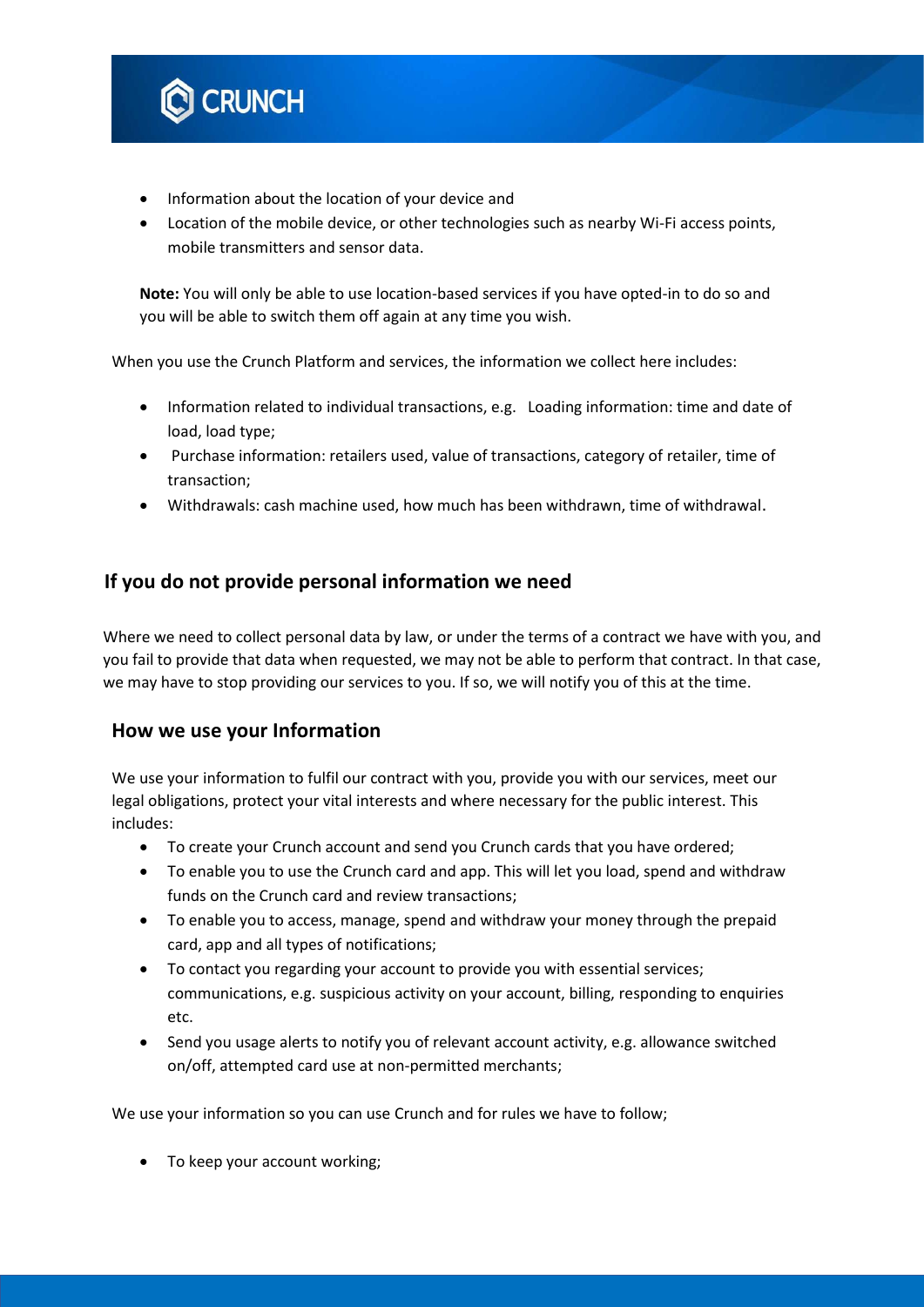- Information about the location of your device and
- Location of the mobile device, or other technologies such as nearby Wi-Fi access points, mobile transmitters and sensor data.

**Note:** You will only be able to use location-based services if you have opted-in to do so and you will be able to switch them off again at any time you wish.

When you use the Crunch Platform and services, the information we collect here includes:

- Information related to individual transactions, e.g. Loading information: time and date of load, load type;
- Purchase information: retailers used, value of transactions, category of retailer, time of transaction;
- Withdrawals: cash machine used, how much has been withdrawn, time of withdrawal.

## If you do not provide personal information we need

Where we need to collect personal data by law, or under the terms of a contract we have with you, and you fail to provide that data when requested, we may not be able to perform that contract. In that case, we may have to stop providing our services to you. If so, we will notify you of this at the time.

## How we use your Information

We use your information to fulfil our contract with you, provide you with our services, meet our legal obligations, protect your vital interests and where necessary for the public interest. This includes:

- To create your Crunch account and send you Crunch cards that you have ordered;
- To enable you to use the Crunch card and app. This will let you load, spend and withdraw funds on the Crunch card and review transactions;
- To enable you to access, manage, spend and withdraw your money through the prepaid card, app and all types of notifications;
- To contact you regarding your account to provide you with essential services; communications, e.g. suspicious activity on your account, billing, responding to enquiries etc.
- Send you usage alerts to notify you of relevant account activity, e.g. allowance switched on/off, attempted card use at non-permitted merchants;

We use your information so you can use Crunch and for rules we have to follow;

- To keep your account working;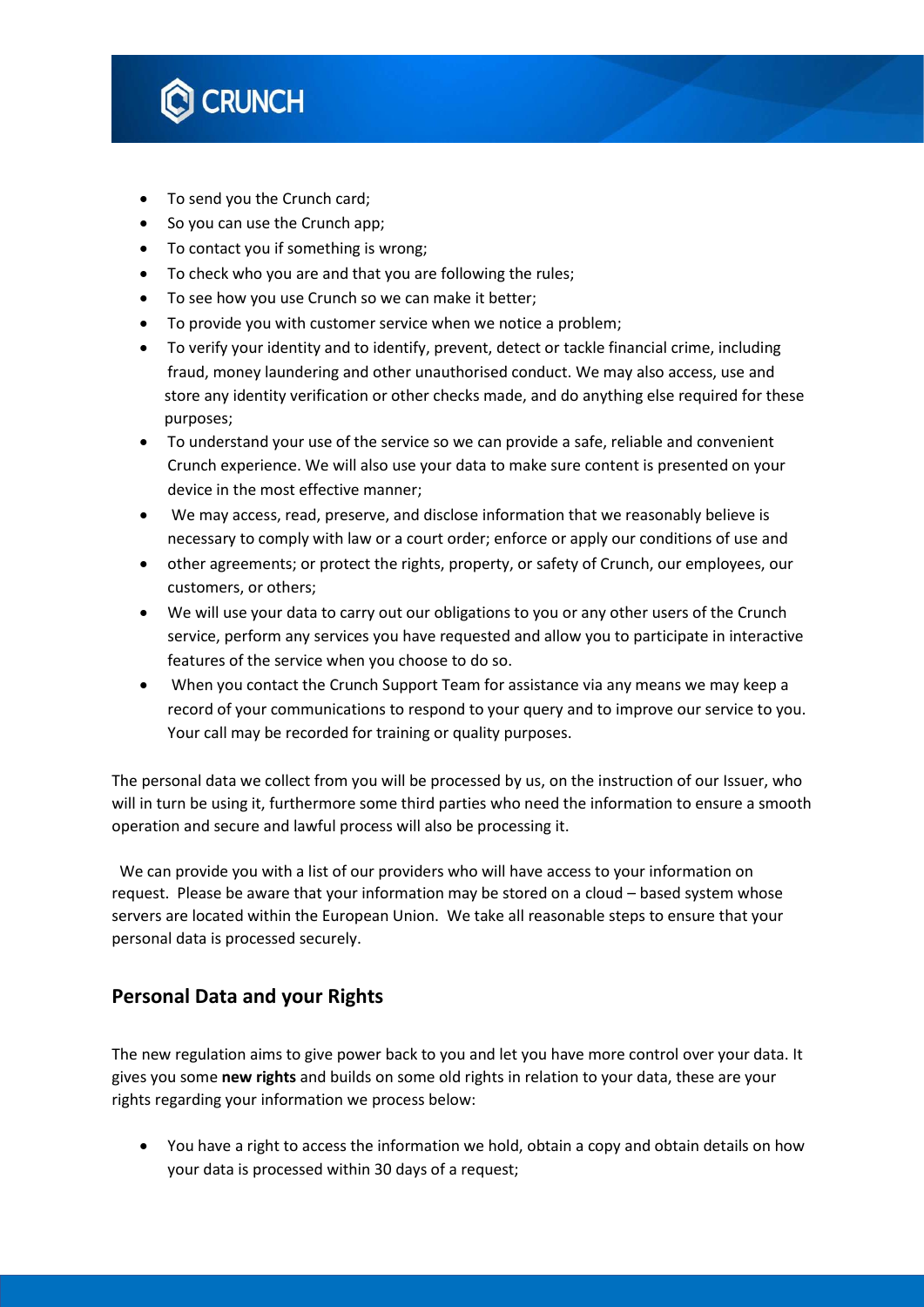- To send you the Crunch card;
- So you can use the Crunch app;
- To contact you if something is wrong;
- To check who you are and that you are following the rules;
- To see how you use Crunch so we can make it better;
- To provide you with customer service when we notice a problem;
- To verify your identity and to identify, prevent, detect or tackle financial crime, including fraud, money laundering and other unauthorised conduct. We may also access, use and store any identity verification or other checks made, and do anything else required for these purposes;
- To understand your use of the service so we can provide a safe, reliable and convenient Crunch experience. We will also use your data to make sure content is presented on your device in the most effective manner;
- We may access, read, preserve, and disclose information that we reasonably believe is necessary to comply with law or a court order; enforce or apply our conditions of use and
- other agreements; or protect the rights, property, or safety of Crunch, our employees, our customers, or others;
- We will use your data to carry out our obligations to you or any other users of the Crunch service, perform any services you have requested and allow you to participate in interactive features of the service when you choose to do so.
- When you contact the Crunch Support Team for assistance via any means we may keep a record of your communications to respond to your query and to improve our service to you. Your call may be recorded for training or quality purposes.

The personal data we collect from you will be processed by us, on the instruction of our Issuer, who will in turn be using it, furthermore some third parties who need the information to ensure a smooth operation and secure and lawful process will also be processing it.

We can provide you with a list of our providers who will have access to your information on request. Please be aware that your information may be stored on a cloud – based system whose servers are located within the European Union. We take all reasonable steps to ensure that your personal data is processed securely.

## Personal Data and your Rights

The new regulation aims to give power back to you and let you have more control over your data. It gives you some **new rights** and builds on some old rights in relation to your data, these are your rights regarding your information we process below:

- You have a right to access the information we hold, obtain a copy and obtain details on how your data is processed within 30 days of a request;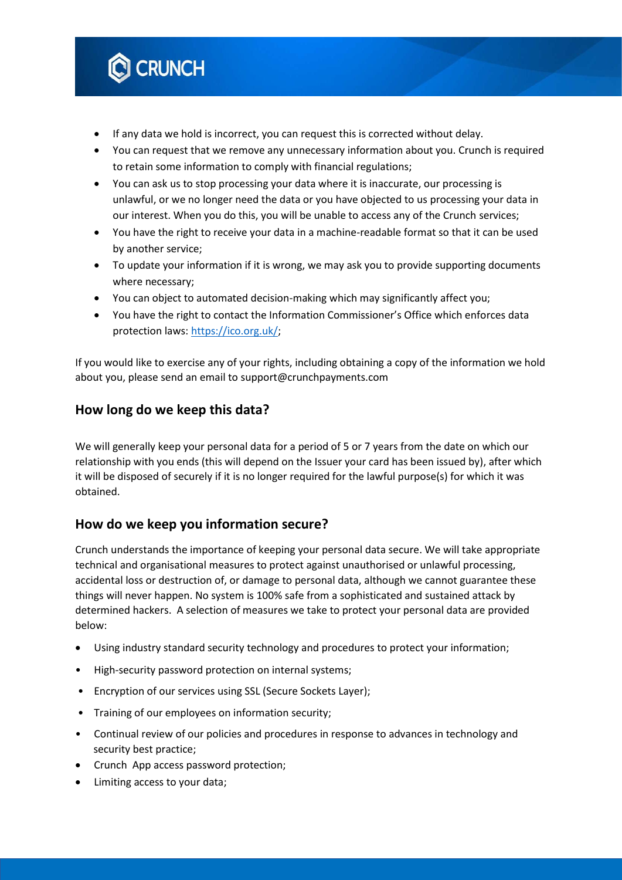- If any data we hold is incorrect, you can request this is corrected without delay.
- You can request that we remove any unnecessary information about you. Crunch is required to retain some information to comply with financial regulations;
- You can ask us to stop processing your data where it is inaccurate, our processing is unlawful, or we no longer need the data or you have objected to us processing your data in our interest. When you do this, you will be unable to access any of the Crunch services;
- You have the right to receive your data in a machine-readable format so that it can be used by another service;
- To update your information if it is wrong, we may ask you to provide supporting documents where necessary;
- You can object to automated decision-making which may significantly affect you;
- You have the right to contact the Information Commissioner's Office which enforces data protection laws: [https://ico.org.uk/](https://ico.org.uk/);

If you would like to exercise any of your rights, including obtaining a copy of the information we hold about you, please send an email to support@crunchpayments.com

## How long do we keep this data?

We will generally keep your personal data for a period of 5 or 7 years from the date on which our relationship with you ends (this will depend on the Issuer your card has been issued by), after which it will be disposed of securely if it is no longer required for the lawful purpose(s) for which it was obtained.

## How do we keep you information secure?

Crunch understands the importance of keeping your personal data secure. We will take appropriate technical and organisational measures to protect against unauthorised or unlawful processing, accidental loss or destruction of, or damage to personal data, although we cannot guarantee these things will never happen. No system is 100% safe from a sophisticated and sustained attack by determined hackers. A selection of measures we take to protect your personal data are provided below:

- Using industry standard security technology and procedures to protect your information;
- High-security password protection on internal systems;
- Encryption of our services using SSL (Secure Sockets Layer);
- Training of our employees on information security;
- Continual review of our policies and procedures in response to advances in technology and security best practice;
- Crunch App access password protection;
- Limiting access to your data;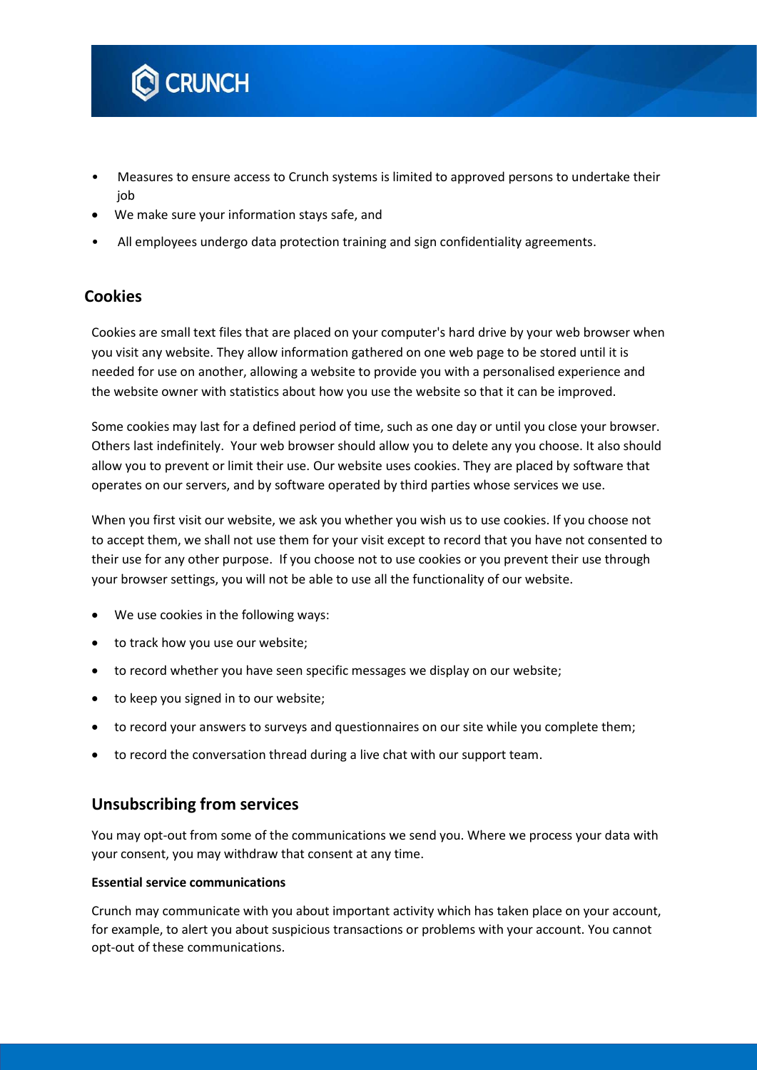- Measures to ensure access to Crunch systems is limited to approved persons to undertake their job
- We make sure your information stays safe, and
- All employees undergo data protection training and sign confidentiality agreements.

## Cookies

Cookies are small text files that are placed on your computer's hard drive by your web browser when you visit any website. They allow information gathered on one web page to be stored until it is needed for use on another, allowing a website to provide you with a personalised experience and the website owner with statistics about how you use the website so that it can be improved.

Some cookies may last for a defined period of time, such as one day or until you close your browser. Others last indefinitely. Your web browser should allow you to delete any you choose. It also should allow you to prevent or limit their use. Our website uses cookies. They are placed by software that operates on our servers, and by software operated by third parties whose services we use.

When you first visit our website, we ask you whether you wish us to use cookies. If you choose not to accept them, we shall not use them for your visit except to record that you have not consented to their use for any other purpose. If you choose not to use cookies or you prevent their use through your browser settings, you will not be able to use all the functionality of our website.

- We use cookies in the following ways:
- to track how you use our website;
- to record whether you have seen specific messages we display on our website;
- to keep you signed in to our website;
- to record your answers to surveys and questionnaires on our site while you complete them;
- to record the conversation thread during a live chat with our support team.

## Unsubscribing from services

You may opt-out from some of the communications we send you. Where we process your data with your consent, you may withdraw that consent at any time.

**Essential service communications**

Crunch may communicate with you about important activity which has taken place on your account, for example, to alert you about suspicious transactions or problems with your account. You cannot opt-out of these communications.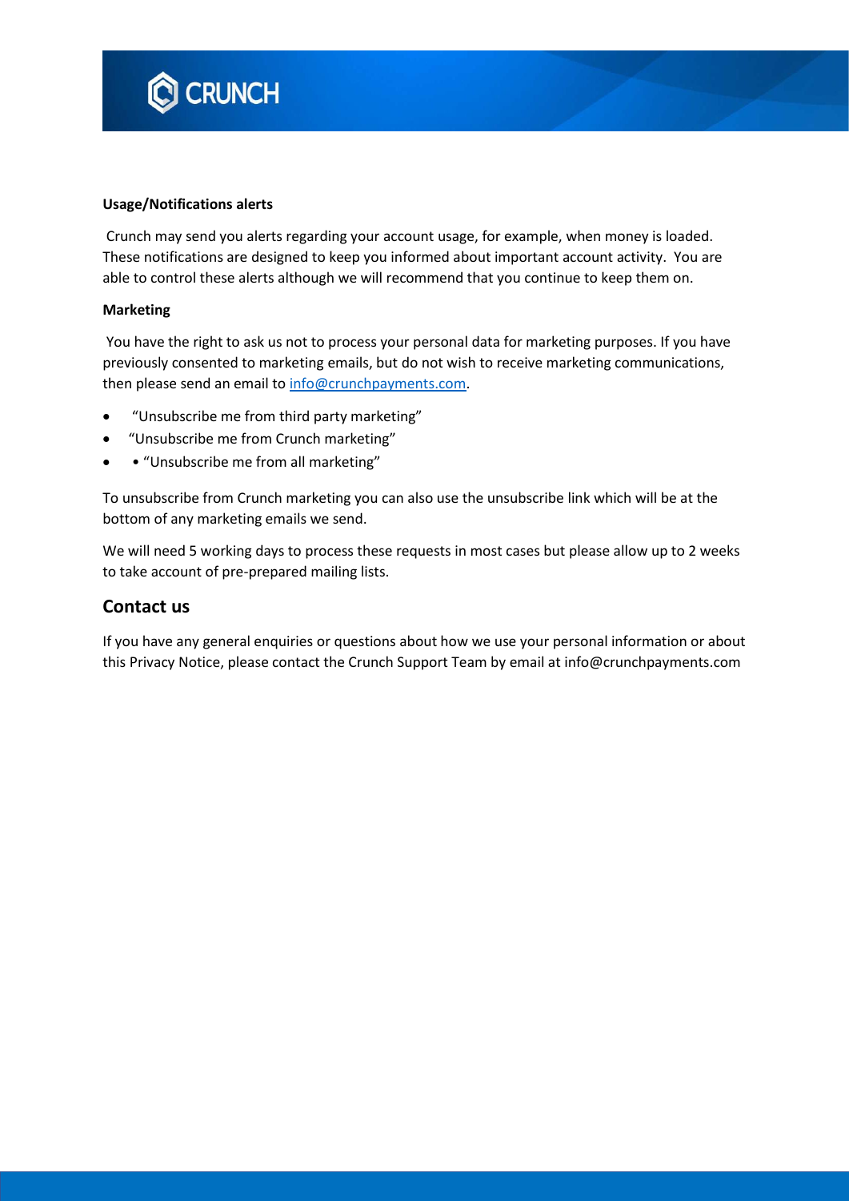**Usage/Notifications alerts**

Crunch may send you alerts regarding your account usage, for example, when money is loaded. These notifications are designed to keep you informed about important account activity. You are able to control these alerts although we will recommend that you continue to keep them on.

**Marketing**

You have the right to ask us not to process your personal data for marketing purposes. If you have previously consented to marketing emails, but do not wish to receive marketing communications, then please send an email to info@crunchpayments.com.

- "Unsubscribe me from third party marketing"
- "Unsubscribe me from Crunch marketing"
- • "Unsubscribe me from all marketing"

To unsubscribe from Crunch marketing you can also use the unsubscribe link which will be at the bottom of any marketing emails we send.

We will need 5 working days to process these requests in most cases but please allow up to 2 weeks to take account of pre-prepared mailing lists.

## Contact us

If you have any general enquiries or questions about how we use your personal information or about this Privacy Notice, please contact the Crunch Support Team by email at info@crunchpayments.com